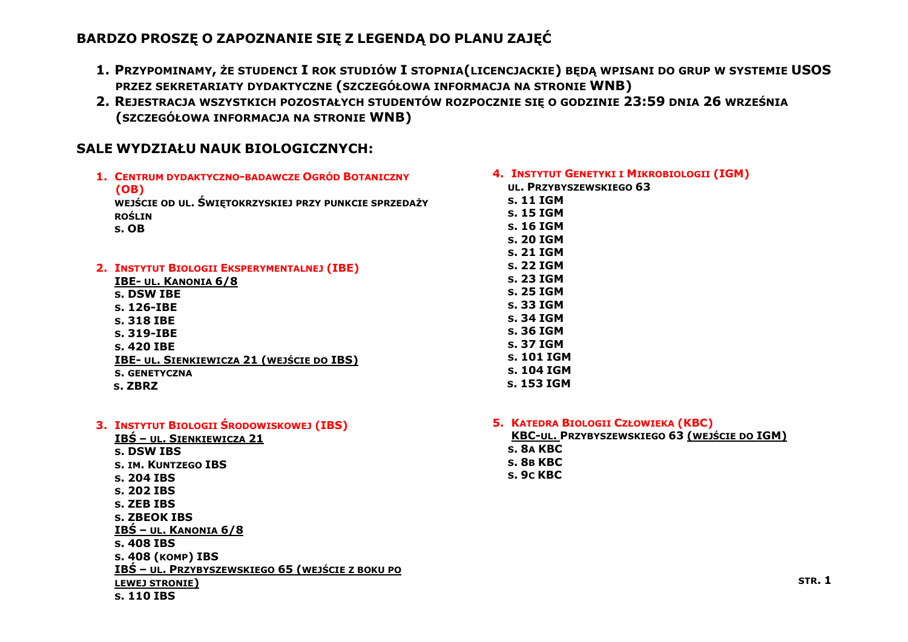# BARDZO PROSZĘ O ZAPOZNANIE SIĘ Z LEGENDĄ DO PLANU ZAJĘĆ

1. **PRZYPOMINAMY, ŻE STUDENCI I ROK STUDIÓW I STOPNIA(LICENCJACKIE) BĘDĄ WPISANI DO GRUP W SYSTEMIE USOS PRZEZ SEKRETARIATY DYDAKTYCZNE (SZCZEGÓŁOWA INFORMACJA NA STRONIE WNB)**
2. **REJESTRACJA WSZYSTKICH POZOSTAŁYCH STUDENTÓW ROZPOCZNIE SIĘ O GODZINIE 23:59 DNIA 26 WRZEŚNIA (SZCZEGÓŁOWA INFORMACJA NA STRONIE WNB)**

## SALE WYDZIAŁU NAUK BIOLOGICZNYCH:

1. **CENTRUM DYDAKTYCZNO-BADAWCZE OGRÓD BOTANICZNY (OB)**
   **WEJŚCIE OD UL. ŚWIĘTOKRZYSKIEJ PRZY PUNKCIE SPRZEDAŻY ROŚLIN**
   **S. OB**

2. **INSTYTUT BIOLOGII EKSPERYMENTALNEJ (IBE)**
   **IBE- UL. KANONIA 6/8**
   **S. DSW IBE**
   **S. 126-IBE**
   **S. 318 IBE**
   **S. 319-IBE**
   **S. 420 IBE**
   **IBE- UL. SIENKIEWICZA 21 (WEJŚCIE DO IBS)**
   **S. GENETYCZNA**
   **S. ZBRZ**

3. **INSTYTUT BIOLOGII ŚRODOWISKOWEJ (IBS)**
   **IBŚ – UL. SIENKIEWICZA 21**
   **S. DSW IBS**
   **S. IM. KUNTZEGO IBS**
   **S. 204 IBS**
   **S. 202 IBS**
   **S. ZEB IBS**
   **S. ZBEOK IBS**
   **IBŚ – UL. KANONIA 6/8**
   **S. 408 IBS**
   **S. 408 (KOMP) IBS**
   **IBŚ – UL. PRZYBYSZEWSKIEGO 65 (WEJŚCIE Z BOKU PO LEWEJ STRONIE)**
   **S. 110 IBS**

4. **INSTYTUT GENETYKI I MIKROBIOLOGII (IGM)**
   **UL. PRZYBYSZEWSKIEGO 63**
   **S. 11 IGM**
   **S. 15 IGM**
   **S. 16 IGM**
   **S. 20 IGM**
   **S. 21 IGM**
   **S. 22 IGM**
   **S. 23 IGM**
   **S. 25 IGM**
   **S. 33 IGM**
   **S. 34 IGM**
   **S. 36 IGM**
   **S. 37 IGM**
   **S. 101 IGM**
   **S. 104 IGM**
   **S. 153 IGM**

5. **KATEDRA BIOLOGII CZŁOWIEKA (KBC)**
   **KBC-UL. PRZYBYSZEWSKIEGO 63 (WEJŚCIE DO IGM)**
   **S. 8A KBC**
   **S. 8B KBC**
   **S. 9C KBC**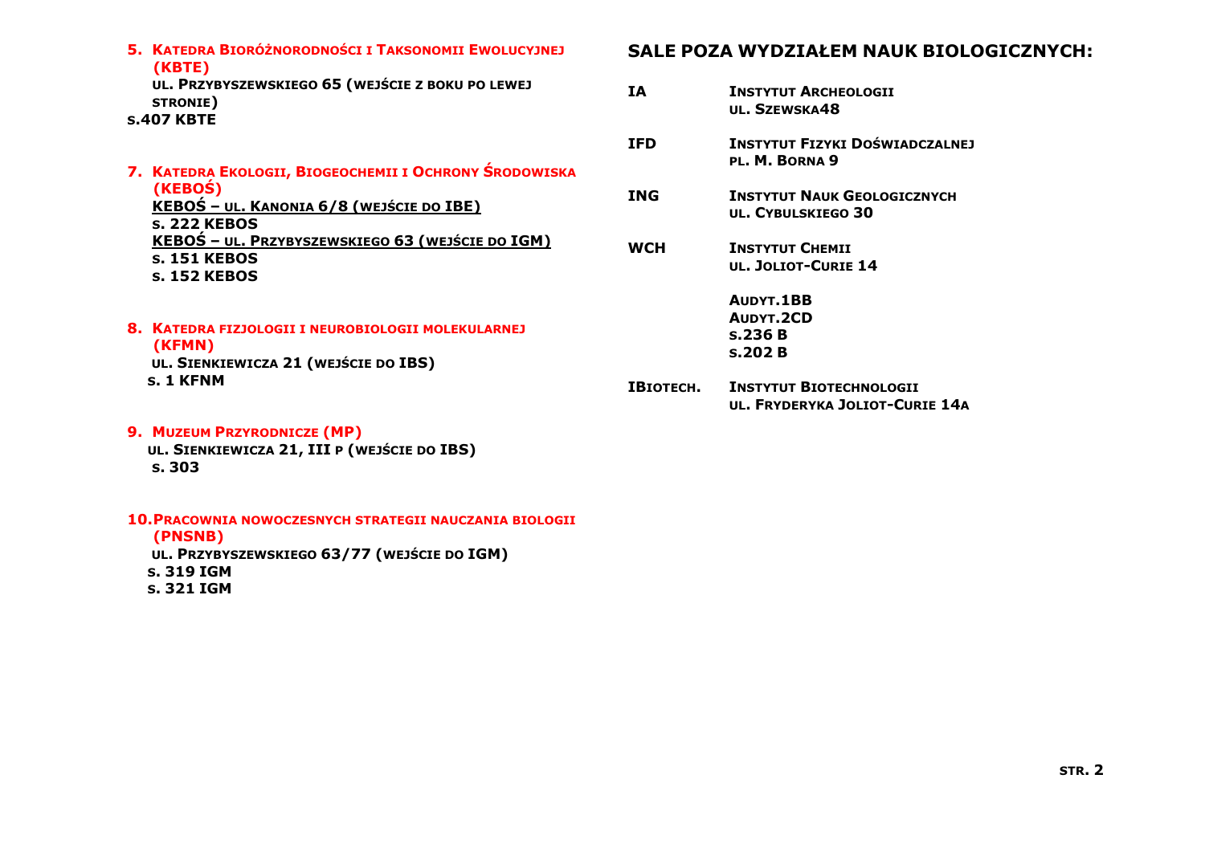5. **Katedra Bioróżnorodności i Taksonomii Ewolucyjnej (KBTE)**
   **ul. Przybyszewskiego 65 (wejście z boku po lewej stronie)**
   **s.407 KBTE**

7. **Katedra Ekologii, Biogeochemii i Ochrony Środowiska (KEBOŚ)**
   **KEBOŚ – ul. Kanonia 6/8 (wejście do IBE)**
   **s. 222 KEBOS**
   **KEBOŚ – ul. Przybyszewskiego 63 (wejście do IGM)**
   **s. 151 KEBOS**
   **s. 152 KEBOS**

8. **Katedra fizjologii i neurobiologii molekularnej (KFMN)**
   **ul. Sienkiewicza 21 (wejście do IBS)**
   **s. 1 KFNM**

9. **Muzeum Przyrodnicze (MP)**
   **ul. Sienkiewicza 21, III p (wejście do IBS)**
   **s. 303**

10. **Pracownia nowoczesnych strategii nauczania biologii (PNSNB)**
    **ul. Przybyszewskiego 63/77 (wejście do IGM)**
    **s. 319 IGM**
    **s. 321 IGM**

## SALE POZA WYDZIAŁEM NAUK BIOLOGICZNYCH:

| | |
|---|---|
| **IA** | **Instytut Archeologii**<br>**ul. Szewska48** |
| **IFD** | **Instytut Fizyki Doświadczalnej**<br>**pl. M. Borna 9** |
| **ING** | **Instytut Nauk Geologicznych**<br>**ul. Cybulskiego 30** |
| **WCH** | **Instytut Chemii**<br>**ul. Joliot-Curie 14**<br><br>**Audyt.1BB**<br>**Audyt.2CD**<br>**s.236 B**<br>**s.202 B** |
| **IBiotech.** | **Instytut Biotechnologii**<br>**ul. Fryderyka Joliot-Curie 14a** |